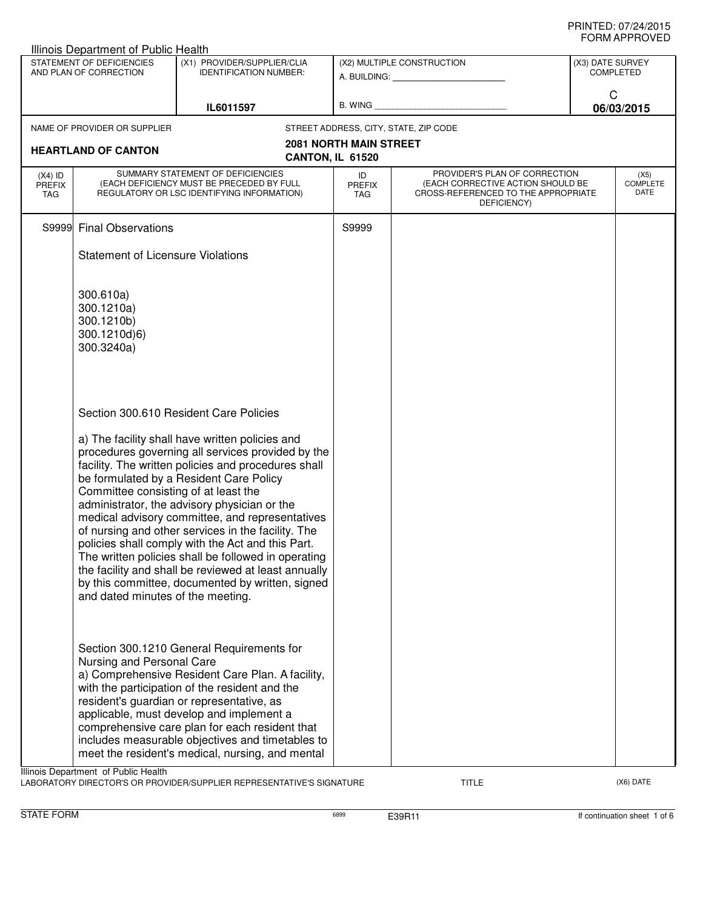PRINTED: 07/24/2015
FORM APPROVED

Illinois Department of Public Health

| STATEMENT OF DEFICIENCIES AND PLAN OF CORRECTION | (X1) PROVIDER/SUPPLIER/CLIA IDENTIFICATION NUMBER: | (X2) MULTIPLE CONSTRUCTION | (X3) DATE SURVEY COMPLETED |
|---|---|---|---|
| | IL6011597 | A. BUILDING: ______ B. WING ______ | C 06/03/2015 |

| NAME OF PROVIDER OR SUPPLIER | STREET ADDRESS, CITY, STATE, ZIP CODE |
|---|---|
| **HEARTLAND OF CANTON** | **2081 NORTH MAIN STREET CANTON, IL 61520** |

| (X4) ID PREFIX TAG | SUMMARY STATEMENT OF DEFICIENCIES (EACH DEFICIENCY MUST BE PRECEDED BY FULL REGULATORY OR LSC IDENTIFYING INFORMATION) | ID PREFIX TAG | PROVIDER'S PLAN OF CORRECTION (EACH CORRECTIVE ACTION SHOULD BE CROSS-REFERENCED TO THE APPROPRIATE DEFICIENCY) | (X5) COMPLETE DATE |
|---|---|---|---|---|
| S9999 | Final Observations | S9999 | | |

Statement of Licensure Violations

300.610a)
300.1210a)
300.1210b)
300.1210d)6)
300.3240a)

Section 300.610 Resident Care Policies

a) The facility shall have written policies and procedures governing all services provided by the facility. The written policies and procedures shall be formulated by a Resident Care Policy Committee consisting of at least the administrator, the advisory physician or the medical advisory committee, and representatives of nursing and other services in the facility. The policies shall comply with the Act and this Part. The written policies shall be followed in operating the facility and shall be reviewed at least annually by this committee, documented by written, signed and dated minutes of the meeting.

Section 300.1210 General Requirements for Nursing and Personal Care

a) Comprehensive Resident Care Plan. A facility, with the participation of the resident and the resident's guardian or representative, as applicable, must develop and implement a comprehensive care plan for each resident that includes measurable objectives and timetables to meet the resident's medical, nursing, and mental

Illinois Department of Public Health
LABORATORY DIRECTOR'S OR PROVIDER/SUPPLIER REPRESENTATIVE'S SIGNATURE TITLE (X6) DATE

STATE FORM 6899 E39R11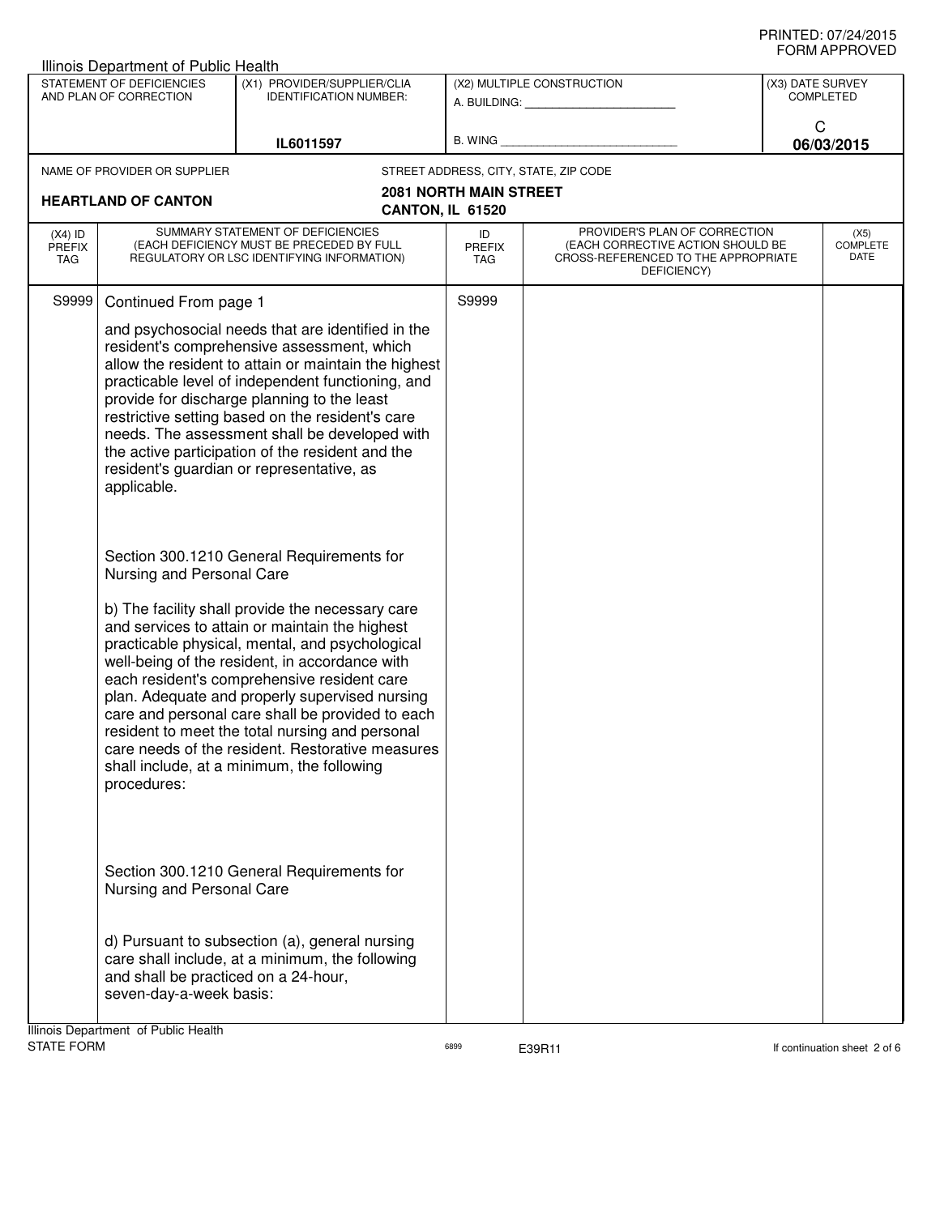Illinois Department of Public Health

| STATEMENT OF DEFICIENCIES AND PLAN OF CORRECTION | (X1) PROVIDER/SUPPLIER/CLIA IDENTIFICATION NUMBER: | (X2) MULTIPLE CONSTRUCTION | (X3) DATE SURVEY COMPLETED |
|---|---|---|---|
| | IL6011597 | A. BUILDING: ______ B. WING ______ | C 06/03/2015 |

NAME OF PROVIDER OR SUPPLIER: **HEARTLAND OF CANTON**

STREET ADDRESS, CITY, STATE, ZIP CODE: **2081 NORTH MAIN STREET CANTON, IL 61520**

| (X4) ID PREFIX TAG | SUMMARY STATEMENT OF DEFICIENCIES (EACH DEFICIENCY MUST BE PRECEDED BY FULL REGULATORY OR LSC IDENTIFYING INFORMATION) | ID PREFIX TAG | PROVIDER'S PLAN OF CORRECTION (EACH CORRECTIVE ACTION SHOULD BE CROSS-REFERENCED TO THE APPROPRIATE DEFICIENCY) | (X5) COMPLETE DATE |
|---|---|---|---|---|
| S9999 | Continued From page 1 | S9999 | | |

and psychosocial needs that are identified in the resident's comprehensive assessment, which allow the resident to attain or maintain the highest practicable level of independent functioning, and provide for discharge planning to the least restrictive setting based on the resident's care needs. The assessment shall be developed with the active participation of the resident and the resident's guardian or representative, as applicable.

Section 300.1210 General Requirements for Nursing and Personal Care

b) The facility shall provide the necessary care and services to attain or maintain the highest practicable physical, mental, and psychological well-being of the resident, in accordance with each resident's comprehensive resident care plan. Adequate and properly supervised nursing care and personal care shall be provided to each resident to meet the total nursing and personal care needs of the resident. Restorative measures shall include, at a minimum, the following procedures:

Section 300.1210 General Requirements for Nursing and Personal Care

d) Pursuant to subsection (a), general nursing care shall include, at a minimum, the following and shall be practiced on a 24-hour, seven-day-a-week basis:

Illinois Department of Public Health
STATE FORM 6899 E39R11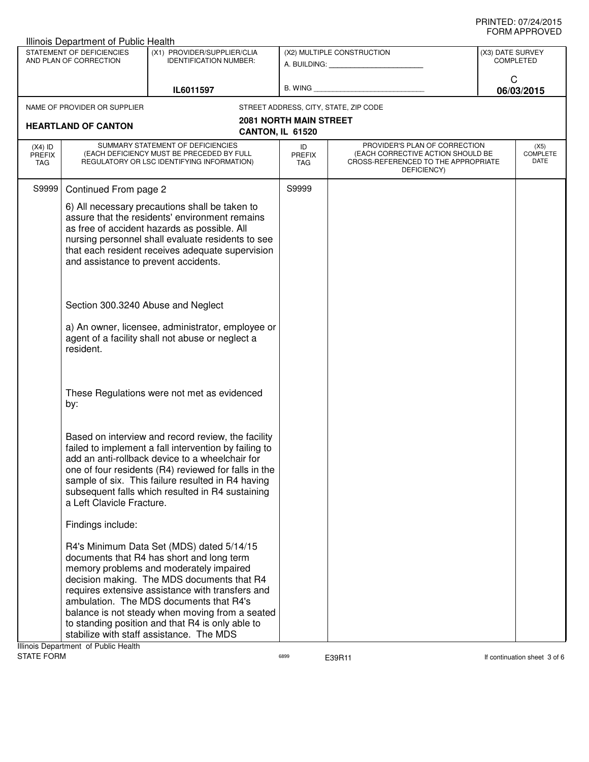Illinois Department of Public Health

| STATEMENT OF DEFICIENCIES AND PLAN OF CORRECTION | (X1) PROVIDER/SUPPLIER/CLIA IDENTIFICATION NUMBER: | (X2) MULTIPLE CONSTRUCTION | (X3) DATE SURVEY COMPLETED |
|---|---|---|---|
| | IL6011597 | A. BUILDING: ______ B. WING ______ | C 06/03/2015 |

| NAME OF PROVIDER OR SUPPLIER | STREET ADDRESS, CITY, STATE, ZIP CODE |
|---|---|
| HEARTLAND OF CANTON | 2081 NORTH MAIN STREET CANTON, IL 61520 |

| (X4) ID PREFIX TAG | SUMMARY STATEMENT OF DEFICIENCIES (EACH DEFICIENCY MUST BE PRECEDED BY FULL REGULATORY OR LSC IDENTIFYING INFORMATION) | ID PREFIX TAG | PROVIDER'S PLAN OF CORRECTION (EACH CORRECTIVE ACTION SHOULD BE CROSS-REFERENCED TO THE APPROPRIATE DEFICIENCY) | (X5) COMPLETE DATE |
|---|---|---|---|---|
| S9999 | Continued From page 2 | S9999 | | |

6) All necessary precautions shall be taken to assure that the residents' environment remains as free of accident hazards as possible. All nursing personnel shall evaluate residents to see that each resident receives adequate supervision and assistance to prevent accidents.

Section 300.3240 Abuse and Neglect

a) An owner, licensee, administrator, employee or agent of a facility shall not abuse or neglect a resident.

These Regulations were not met as evidenced by:

Based on interview and record review, the facility failed to implement a fall intervention by failing to add an anti-rollback device to a wheelchair for one of four residents (R4) reviewed for falls in the sample of six. This failure resulted in R4 having subsequent falls which resulted in R4 sustaining a Left Clavicle Fracture.

Findings include:

R4's Minimum Data Set (MDS) dated 5/14/15 documents that R4 has short and long term memory problems and moderately impaired decision making. The MDS documents that R4 requires extensive assistance with transfers and ambulation. The MDS documents that R4's balance is not steady when moving from a seated to standing position and that R4 is only able to stabilize with staff assistance. The MDS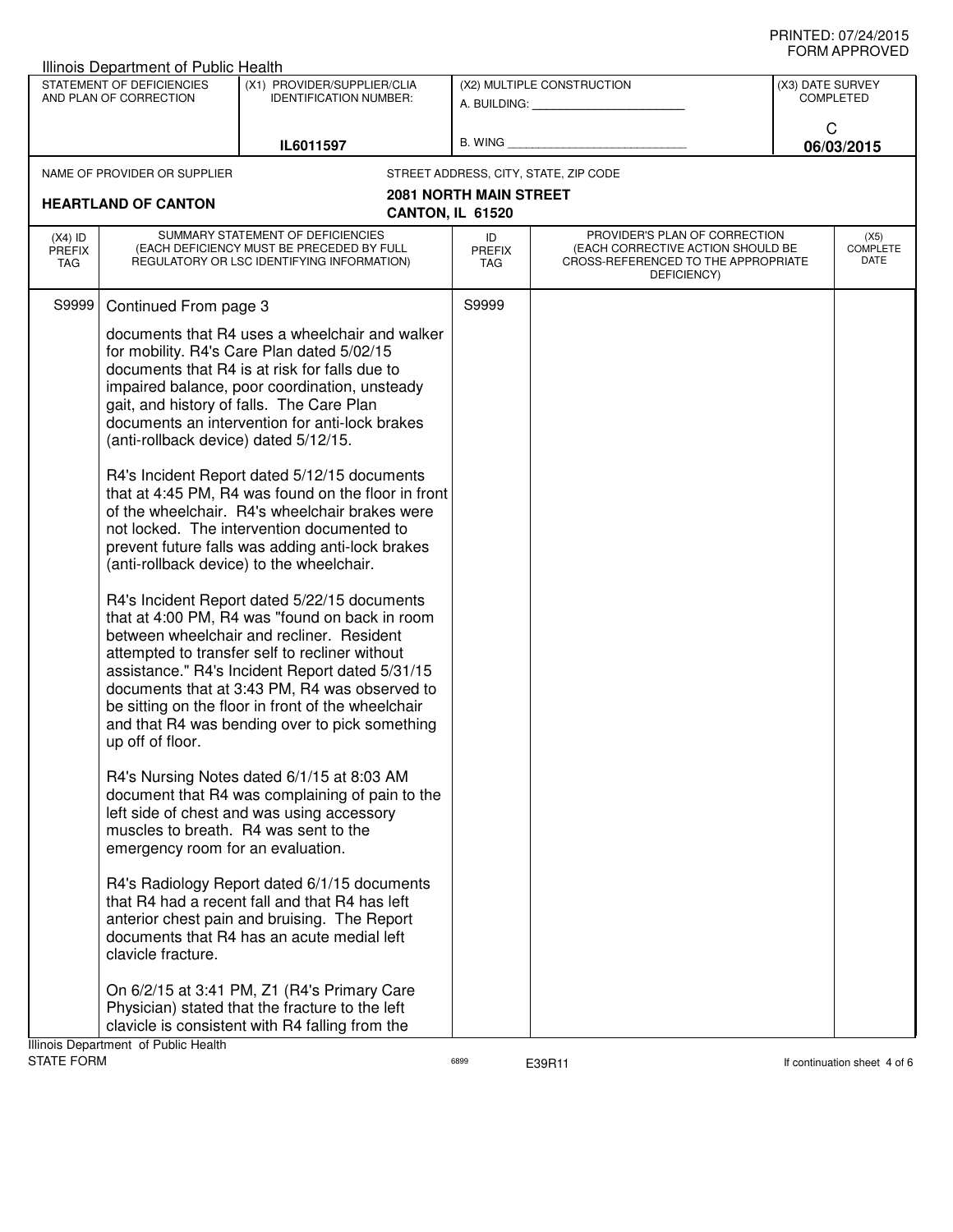Illinois Department of Public Health

| STATEMENT OF DEFICIENCIES AND PLAN OF CORRECTION | (X1) PROVIDER/SUPPLIER/CLIA IDENTIFICATION NUMBER: | (X2) MULTIPLE CONSTRUCTION | (X3) DATE SURVEY COMPLETED |
|---|---|---|---|
| | IL6011597 | A. BUILDING: ______ B. WING ______ | C 06/03/2015 |

NAME OF PROVIDER OR SUPPLIER: **HEARTLAND OF CANTON**

STREET ADDRESS, CITY, STATE, ZIP CODE: **2081 NORTH MAIN STREET CANTON, IL 61520**

| (X4) ID PREFIX TAG | SUMMARY STATEMENT OF DEFICIENCIES (EACH DEFICIENCY MUST BE PRECEDED BY FULL REGULATORY OR LSC IDENTIFYING INFORMATION) | ID PREFIX TAG | PROVIDER'S PLAN OF CORRECTION (EACH CORRECTIVE ACTION SHOULD BE CROSS-REFERENCED TO THE APPROPRIATE DEFICIENCY) | (X5) COMPLETE DATE |
|---|---|---|---|---|
| S9999 | Continued From page 3 | S9999 | | |

documents that R4 uses a wheelchair and walker for mobility. R4's Care Plan dated 5/02/15 documents that R4 is at risk for falls due to impaired balance, poor coordination, unsteady gait, and history of falls. The Care Plan documents an intervention for anti-lock brakes (anti-rollback device) dated 5/12/15.

R4's Incident Report dated 5/12/15 documents that at 4:45 PM, R4 was found on the floor in front of the wheelchair. R4's wheelchair brakes were not locked. The intervention documented to prevent future falls was adding anti-lock brakes (anti-rollback device) to the wheelchair.

R4's Incident Report dated 5/22/15 documents that at 4:00 PM, R4 was "found on back in room between wheelchair and recliner. Resident attempted to transfer self to recliner without assistance." R4's Incident Report dated 5/31/15 documents that at 3:43 PM, R4 was observed to be sitting on the floor in front of the wheelchair and that R4 was bending over to pick something up off of floor.

R4's Nursing Notes dated 6/1/15 at 8:03 AM document that R4 was complaining of pain to the left side of chest and was using accessory muscles to breath. R4 was sent to the emergency room for an evaluation.

R4's Radiology Report dated 6/1/15 documents that R4 had a recent fall and that R4 has left anterior chest pain and bruising. The Report documents that R4 has an acute medial left clavicle fracture.

On 6/2/15 at 3:41 PM, Z1 (R4's Primary Care Physician) stated that the fracture to the left clavicle is consistent with R4 falling from the

Illinois Department of Public Health
STATE FORM 6899 E39R11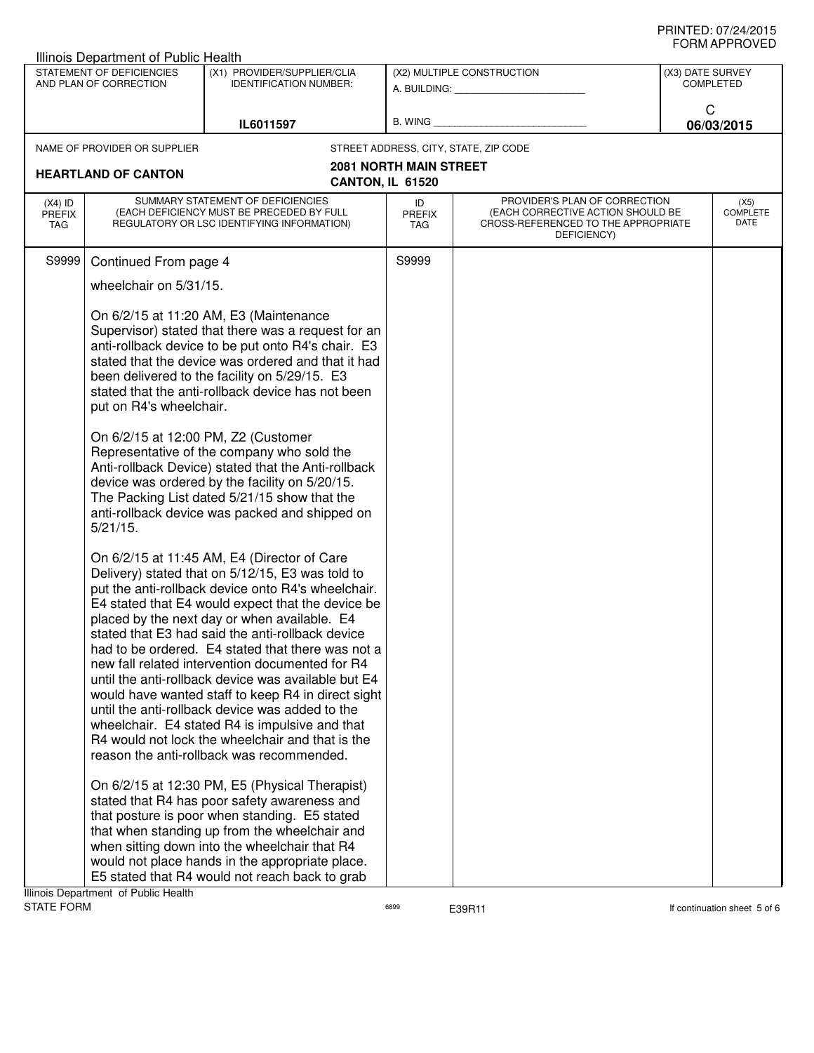Illinois Department of Public Health

| STATEMENT OF DEFICIENCIES AND PLAN OF CORRECTION | (X1) PROVIDER/SUPPLIER/CLIA IDENTIFICATION NUMBER: | (X2) MULTIPLE CONSTRUCTION | (X3) DATE SURVEY COMPLETED |
|---|---|---|---|
| | IL6011597 | A. BUILDING: ___ B. WING ___ | C 06/03/2015 |

NAME OF PROVIDER OR SUPPLIER: **HEARTLAND OF CANTON**

STREET ADDRESS, CITY, STATE, ZIP CODE: **2081 NORTH MAIN STREET CANTON, IL 61520**

| (X4) ID PREFIX TAG | SUMMARY STATEMENT OF DEFICIENCIES (EACH DEFICIENCY MUST BE PRECEDED BY FULL REGULATORY OR LSC IDENTIFYING INFORMATION) | ID PREFIX TAG | PROVIDER'S PLAN OF CORRECTION (EACH CORRECTIVE ACTION SHOULD BE CROSS-REFERENCED TO THE APPROPRIATE DEFICIENCY) | (X5) COMPLETE DATE |
|---|---|---|---|---|
| S9999 | Continued From page 4 | S9999 | | |

wheelchair on 5/31/15.

On 6/2/15 at 11:20 AM, E3 (Maintenance Supervisor) stated that there was a request for an anti-rollback device to be put onto R4's chair. E3 stated that the device was ordered and that it had been delivered to the facility on 5/29/15. E3 stated that the anti-rollback device has not been put on R4's wheelchair.

On 6/2/15 at 12:00 PM, Z2 (Customer Representative of the company who sold the Anti-rollback Device) stated that the Anti-rollback device was ordered by the facility on 5/20/15. The Packing List dated 5/21/15 show that the anti-rollback device was packed and shipped on 5/21/15.

On 6/2/15 at 11:45 AM, E4 (Director of Care Delivery) stated that on 5/12/15, E3 was told to put the anti-rollback device onto R4's wheelchair. E4 stated that E4 would expect that the device be placed by the next day or when available. E4 stated that E3 had said the anti-rollback device had to be ordered. E4 stated that there was not a new fall related intervention documented for R4 until the anti-rollback device was available but E4 would have wanted staff to keep R4 in direct sight until the anti-rollback device was added to the wheelchair. E4 stated R4 is impulsive and that R4 would not lock the wheelchair and that is the reason the anti-rollback was recommended.

On 6/2/15 at 12:30 PM, E5 (Physical Therapist) stated that R4 has poor safety awareness and that posture is poor when standing. E5 stated that when standing up from the wheelchair and when sitting down into the wheelchair that R4 would not place hands in the appropriate place. E5 stated that R4 would not reach back to grab

Illinois Department of Public Health
STATE FORM 6899 E39R11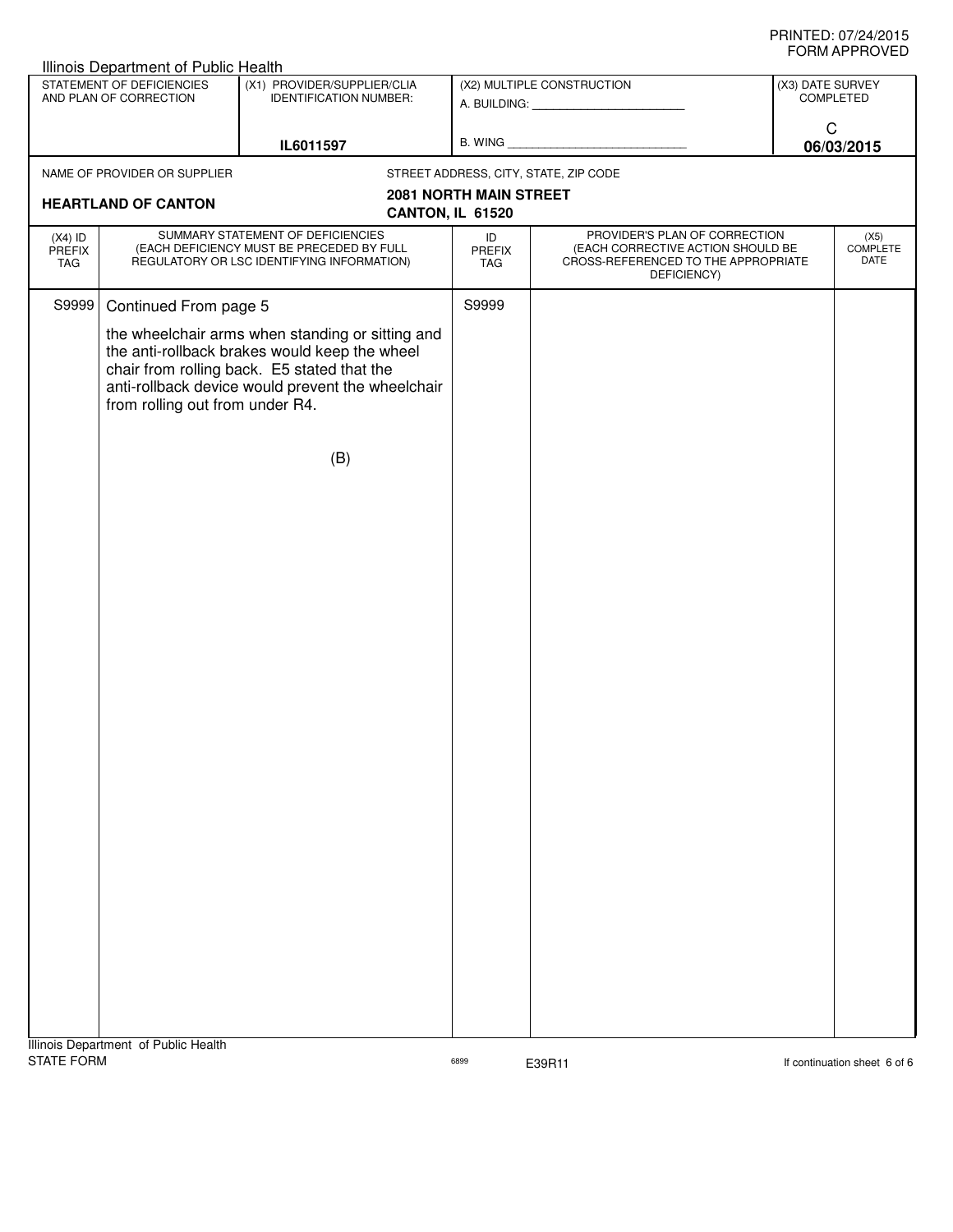Illinois Department of Public Health

| STATEMENT OF DEFICIENCIES AND PLAN OF CORRECTION | (X1) PROVIDER/SUPPLIER/CLIA IDENTIFICATION NUMBER: | (X2) MULTIPLE CONSTRUCTION | (X3) DATE SURVEY COMPLETED |
|---|---|---|---|
| | IL6011597 | A. BUILDING: ______ B. WING ______ | C 06/03/2015 |

NAME OF PROVIDER OR SUPPLIER: **HEARTLAND OF CANTON**

STREET ADDRESS, CITY, STATE, ZIP CODE: **2081 NORTH MAIN STREET CANTON, IL 61520**

| (X4) ID PREFIX TAG | SUMMARY STATEMENT OF DEFICIENCIES (EACH DEFICIENCY MUST BE PRECEDED BY FULL REGULATORY OR LSC IDENTIFYING INFORMATION) | ID PREFIX TAG | PROVIDER'S PLAN OF CORRECTION (EACH CORRECTIVE ACTION SHOULD BE CROSS-REFERENCED TO THE APPROPRIATE DEFICIENCY) | (X5) COMPLETE DATE |
|---|---|---|---|---|
| S9999 | Continued From page 5<br><br>the wheelchair arms when standing or sitting and the anti-rollback brakes would keep the wheel chair from rolling back. E5 stated that the anti-rollback device would prevent the wheelchair from rolling out from under R4.<br><br>(B) | S9999 | | |

Illinois Department of Public Health
STATE FORM 6899 E39R11